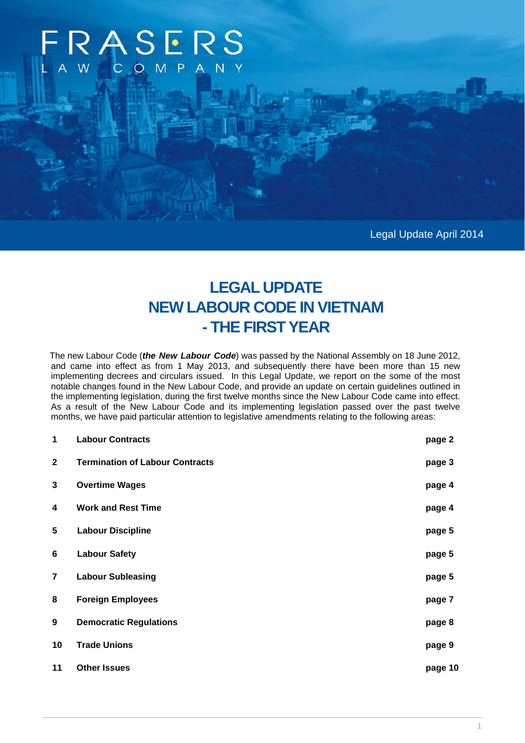FRASERS

LAW COMPANY

Legal Update April 2014

# LEGAL UPDATE NEW LABOUR CODE IN VIETNAM - THE FIRST YEAR

The new Labour Code (***the New Labour Code***) was passed by the National Assembly on 18 June 2012, and came into effect as from 1 May 2013, and subsequently there have been more than 15 new implementing decrees and circulars issued. In this Legal Update, we report on the some of the most notable changes found in the New Labour Code, and provide an update on certain guidelines outlined in the implementing legislation, during the first twelve months since the New Labour Code came into effect. As a result of the New Labour Code and its implementing legislation passed over the past twelve months, we have paid particular attention to legislative amendments relating to the following areas:

| | | |
|---|---|---|
| **1** | **Labour Contracts** | **page 2** |
| **2** | **Termination of Labour Contracts** | **page 3** |
| **3** | **Overtime Wages** | **page 4** |
| **4** | **Work and Rest Time** | **page 4** |
| **5** | **Labour Discipline** | **page 5** |
| **6** | **Labour Safety** | **page 5** |
| **7** | **Labour Subleasing** | **page 5** |
| **8** | **Foreign Employees** | **page 7** |
| **9** | **Democratic Regulations** | **page 8** |
| **10** | **Trade Unions** | **page 9** |
| **11** | **Other Issues** | **page 10** |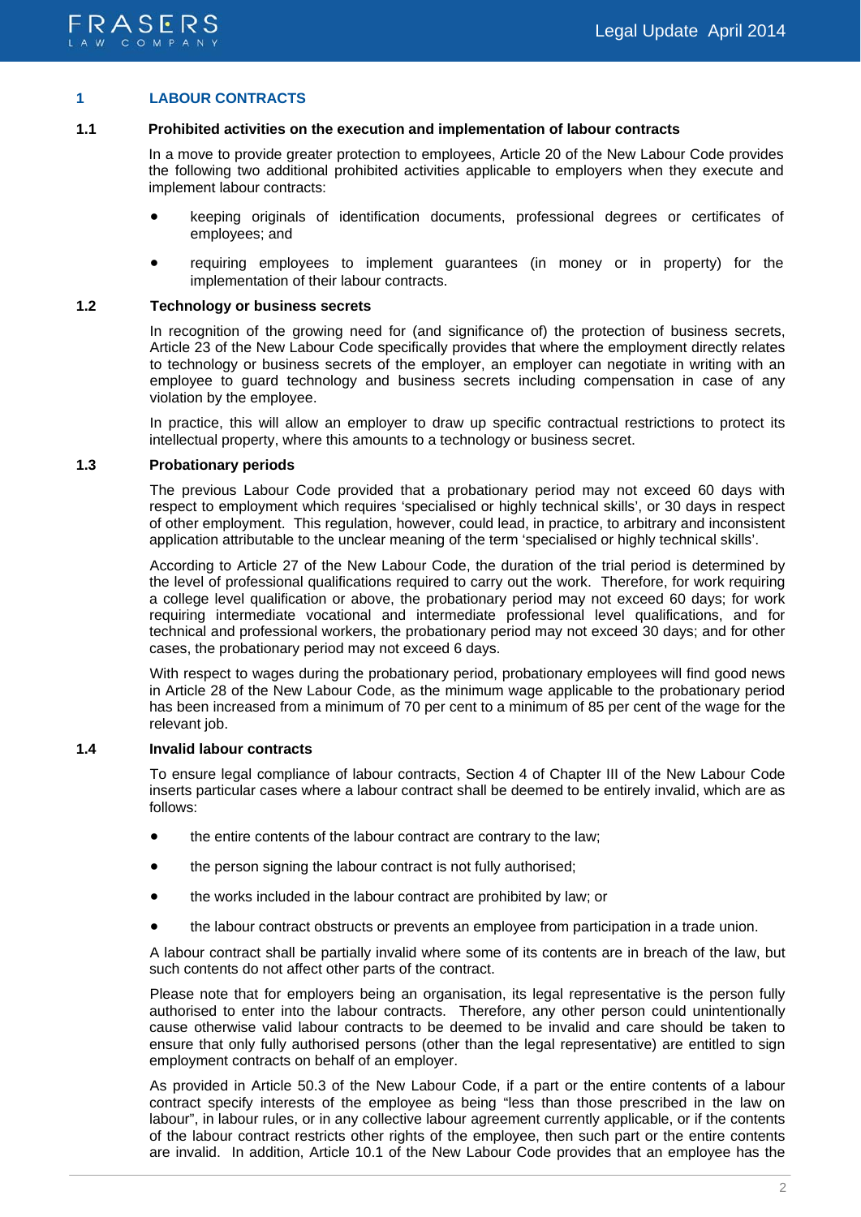## 1 LABOUR CONTRACTS

### 1.1 Prohibited activities on the execution and implementation of labour contracts

In a move to provide greater protection to employees, Article 20 of the New Labour Code provides the following two additional prohibited activities applicable to employers when they execute and implement labour contracts:

- keeping originals of identification documents, professional degrees or certificates of employees; and
- requiring employees to implement guarantees (in money or in property) for the implementation of their labour contracts.

### 1.2 Technology or business secrets

In recognition of the growing need for (and significance of) the protection of business secrets, Article 23 of the New Labour Code specifically provides that where the employment directly relates to technology or business secrets of the employer, an employer can negotiate in writing with an employee to guard technology and business secrets including compensation in case of any violation by the employee.

In practice, this will allow an employer to draw up specific contractual restrictions to protect its intellectual property, where this amounts to a technology or business secret.

### 1.3 Probationary periods

The previous Labour Code provided that a probationary period may not exceed 60 days with respect to employment which requires 'specialised or highly technical skills', or 30 days in respect of other employment. This regulation, however, could lead, in practice, to arbitrary and inconsistent application attributable to the unclear meaning of the term 'specialised or highly technical skills'.

According to Article 27 of the New Labour Code, the duration of the trial period is determined by the level of professional qualifications required to carry out the work. Therefore, for work requiring a college level qualification or above, the probationary period may not exceed 60 days; for work requiring intermediate vocational and intermediate professional level qualifications, and for technical and professional workers, the probationary period may not exceed 30 days; and for other cases, the probationary period may not exceed 6 days.

With respect to wages during the probationary period, probationary employees will find good news in Article 28 of the New Labour Code, as the minimum wage applicable to the probationary period has been increased from a minimum of 70 per cent to a minimum of 85 per cent of the wage for the relevant job.

### 1.4 Invalid labour contracts

To ensure legal compliance of labour contracts, Section 4 of Chapter III of the New Labour Code inserts particular cases where a labour contract shall be deemed to be entirely invalid, which are as follows:

- the entire contents of the labour contract are contrary to the law;
- the person signing the labour contract is not fully authorised;
- the works included in the labour contract are prohibited by law; or
- the labour contract obstructs or prevents an employee from participation in a trade union.

A labour contract shall be partially invalid where some of its contents are in breach of the law, but such contents do not affect other parts of the contract.

Please note that for employers being an organisation, its legal representative is the person fully authorised to enter into the labour contracts. Therefore, any other person could unintentionally cause otherwise valid labour contracts to be deemed to be invalid and care should be taken to ensure that only fully authorised persons (other than the legal representative) are entitled to sign employment contracts on behalf of an employer.

As provided in Article 50.3 of the New Labour Code, if a part or the entire contents of a labour contract specify interests of the employee as being "less than those prescribed in the law on labour", in labour rules, or in any collective labour agreement currently applicable, or if the contents of the labour contract restricts other rights of the employee, then such part or the entire contents are invalid. In addition, Article 10.1 of the New Labour Code provides that an employee has the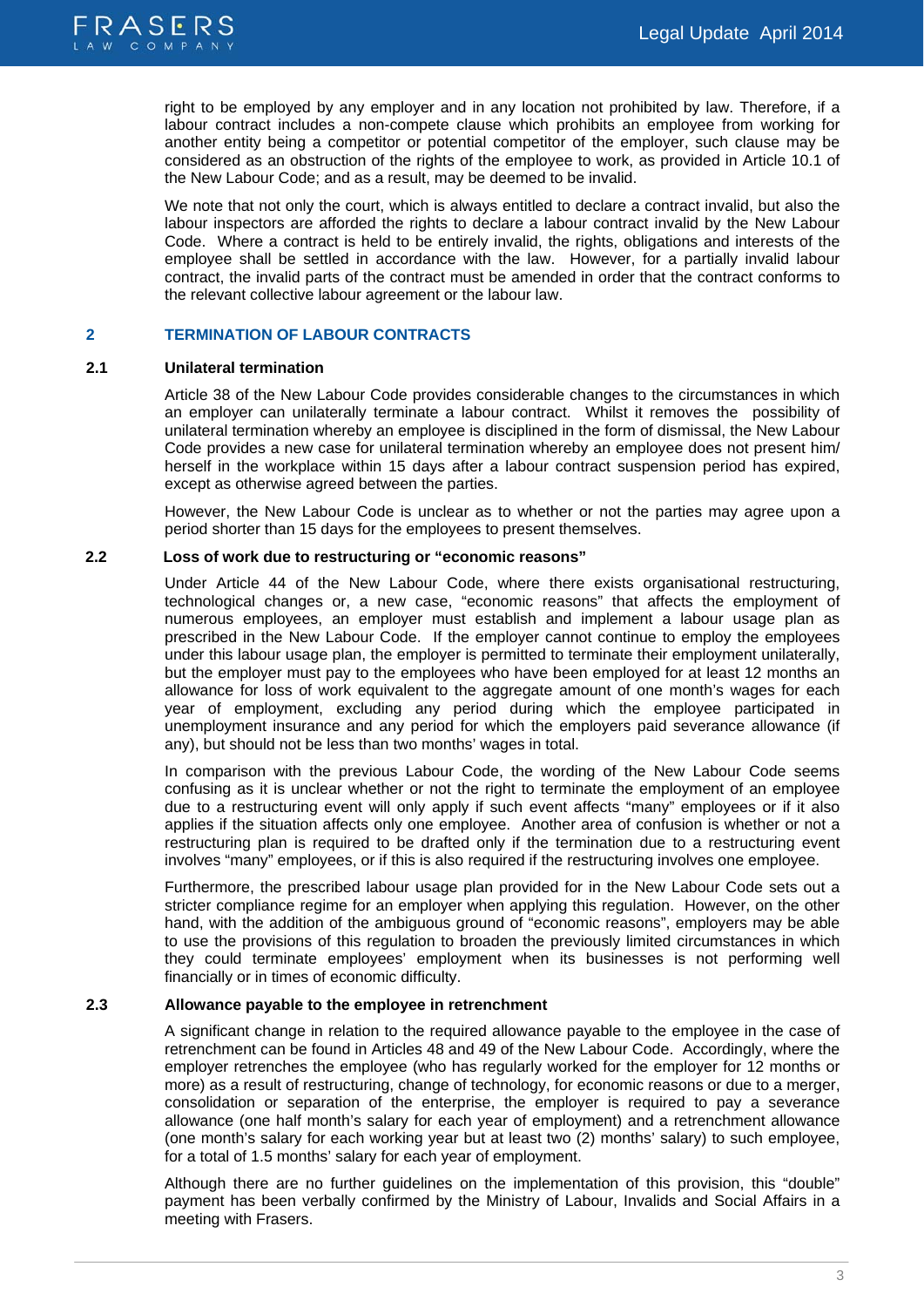right to be employed by any employer and in any location not prohibited by law. Therefore, if a labour contract includes a non-compete clause which prohibits an employee from working for another entity being a competitor or potential competitor of the employer, such clause may be considered as an obstruction of the rights of the employee to work, as provided in Article 10.1 of the New Labour Code; and as a result, may be deemed to be invalid.

We note that not only the court, which is always entitled to declare a contract invalid, but also the labour inspectors are afforded the rights to declare a labour contract invalid by the New Labour Code. Where a contract is held to be entirely invalid, the rights, obligations and interests of the employee shall be settled in accordance with the law. However, for a partially invalid labour contract, the invalid parts of the contract must be amended in order that the contract conforms to the relevant collective labour agreement or the labour law.

## 2 TERMINATION OF LABOUR CONTRACTS

### 2.1 Unilateral termination

Article 38 of the New Labour Code provides considerable changes to the circumstances in which an employer can unilaterally terminate a labour contract. Whilst it removes the possibility of unilateral termination whereby an employee is disciplined in the form of dismissal, the New Labour Code provides a new case for unilateral termination whereby an employee does not present him/ herself in the workplace within 15 days after a labour contract suspension period has expired, except as otherwise agreed between the parties.

However, the New Labour Code is unclear as to whether or not the parties may agree upon a period shorter than 15 days for the employees to present themselves.

### 2.2 Loss of work due to restructuring or "economic reasons"

Under Article 44 of the New Labour Code, where there exists organisational restructuring, technological changes or, a new case, "economic reasons" that affects the employment of numerous employees, an employer must establish and implement a labour usage plan as prescribed in the New Labour Code. If the employer cannot continue to employ the employees under this labour usage plan, the employer is permitted to terminate their employment unilaterally, but the employer must pay to the employees who have been employed for at least 12 months an allowance for loss of work equivalent to the aggregate amount of one month's wages for each year of employment, excluding any period during which the employee participated in unemployment insurance and any period for which the employers paid severance allowance (if any), but should not be less than two months' wages in total.

In comparison with the previous Labour Code, the wording of the New Labour Code seems confusing as it is unclear whether or not the right to terminate the employment of an employee due to a restructuring event will only apply if such event affects "many" employees or if it also applies if the situation affects only one employee. Another area of confusion is whether or not a restructuring plan is required to be drafted only if the termination due to a restructuring event involves "many" employees, or if this is also required if the restructuring involves one employee.

Furthermore, the prescribed labour usage plan provided for in the New Labour Code sets out a stricter compliance regime for an employer when applying this regulation. However, on the other hand, with the addition of the ambiguous ground of "economic reasons", employers may be able to use the provisions of this regulation to broaden the previously limited circumstances in which they could terminate employees' employment when its businesses is not performing well financially or in times of economic difficulty.

### 2.3 Allowance payable to the employee in retrenchment

A significant change in relation to the required allowance payable to the employee in the case of retrenchment can be found in Articles 48 and 49 of the New Labour Code. Accordingly, where the employer retrenches the employee (who has regularly worked for the employer for 12 months or more) as a result of restructuring, change of technology, for economic reasons or due to a merger, consolidation or separation of the enterprise, the employer is required to pay a severance allowance (one half month's salary for each year of employment) and a retrenchment allowance (one month's salary for each working year but at least two (2) months' salary) to such employee, for a total of 1.5 months' salary for each year of employment.

Although there are no further guidelines on the implementation of this provision, this "double" payment has been verbally confirmed by the Ministry of Labour, Invalids and Social Affairs in a meeting with Frasers.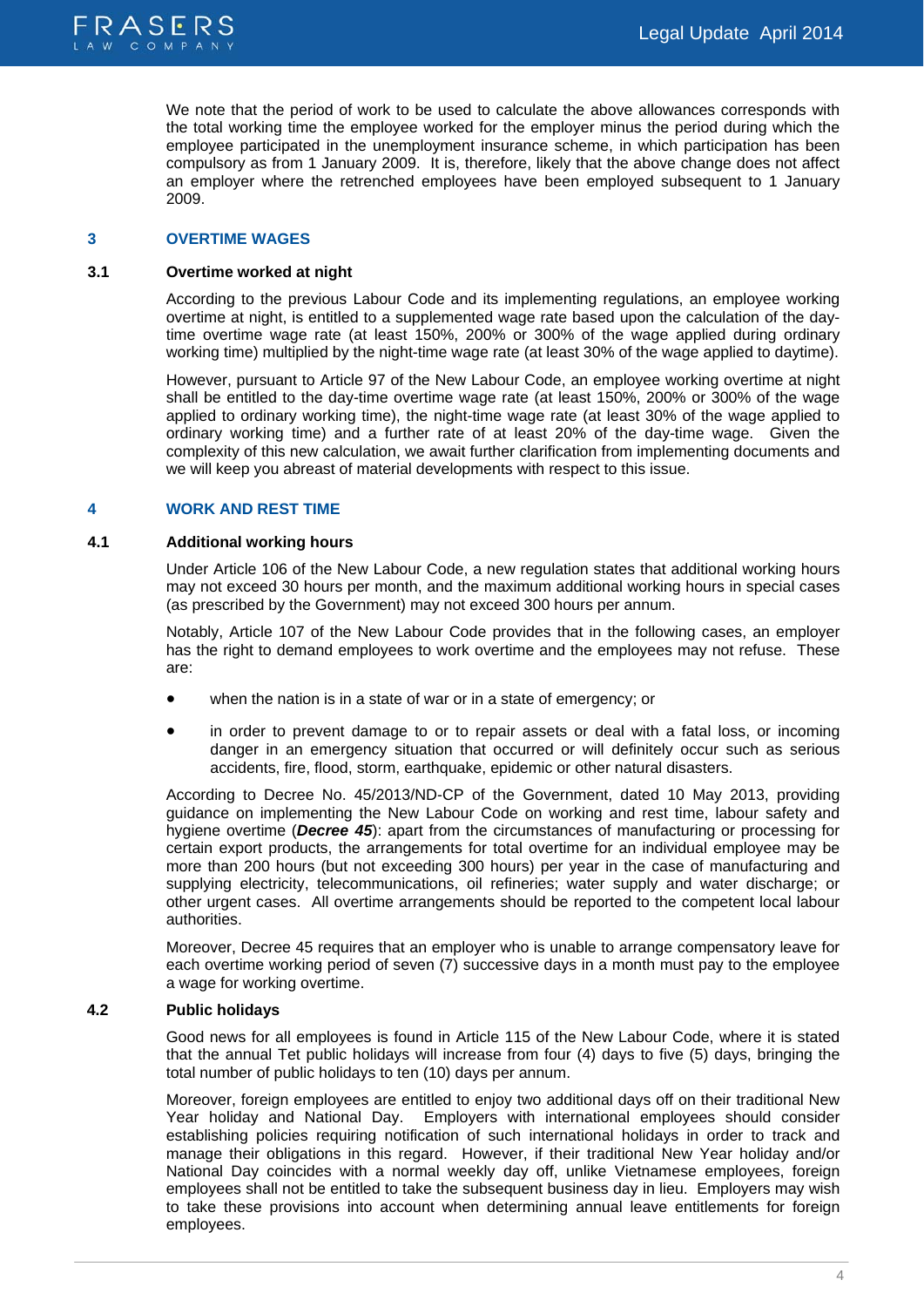We note that the period of work to be used to calculate the above allowances corresponds with the total working time the employee worked for the employer minus the period during which the employee participated in the unemployment insurance scheme, in which participation has been compulsory as from 1 January 2009. It is, therefore, likely that the above change does not affect an employer where the retrenched employees have been employed subsequent to 1 January 2009.

## 3 OVERTIME WAGES

### 3.1 Overtime worked at night

According to the previous Labour Code and its implementing regulations, an employee working overtime at night, is entitled to a supplemented wage rate based upon the calculation of the day-time overtime wage rate (at least 150%, 200% or 300% of the wage applied during ordinary working time) multiplied by the night-time wage rate (at least 30% of the wage applied to daytime).

However, pursuant to Article 97 of the New Labour Code, an employee working overtime at night shall be entitled to the day-time overtime wage rate (at least 150%, 200% or 300% of the wage applied to ordinary working time), the night-time wage rate (at least 30% of the wage applied to ordinary working time) and a further rate of at least 20% of the day-time wage. Given the complexity of this new calculation, we await further clarification from implementing documents and we will keep you abreast of material developments with respect to this issue.

## 4 WORK AND REST TIME

### 4.1 Additional working hours

Under Article 106 of the New Labour Code, a new regulation states that additional working hours may not exceed 30 hours per month, and the maximum additional working hours in special cases (as prescribed by the Government) may not exceed 300 hours per annum.

Notably, Article 107 of the New Labour Code provides that in the following cases, an employer has the right to demand employees to work overtime and the employees may not refuse. These are:

- when the nation is in a state of war or in a state of emergency; or
- in order to prevent damage to or to repair assets or deal with a fatal loss, or incoming danger in an emergency situation that occurred or will definitely occur such as serious accidents, fire, flood, storm, earthquake, epidemic or other natural disasters.

According to Decree No. 45/2013/ND-CP of the Government, dated 10 May 2013, providing guidance on implementing the New Labour Code on working and rest time, labour safety and hygiene overtime (***Decree 45***): apart from the circumstances of manufacturing or processing for certain export products, the arrangements for total overtime for an individual employee may be more than 200 hours (but not exceeding 300 hours) per year in the case of manufacturing and supplying electricity, telecommunications, oil refineries; water supply and water discharge; or other urgent cases. All overtime arrangements should be reported to the competent local labour authorities.

Moreover, Decree 45 requires that an employer who is unable to arrange compensatory leave for each overtime working period of seven (7) successive days in a month must pay to the employee a wage for working overtime.

### 4.2 Public holidays

Good news for all employees is found in Article 115 of the New Labour Code, where it is stated that the annual Tet public holidays will increase from four (4) days to five (5) days, bringing the total number of public holidays to ten (10) days per annum.

Moreover, foreign employees are entitled to enjoy two additional days off on their traditional New Year holiday and National Day. Employers with international employees should consider establishing policies requiring notification of such international holidays in order to track and manage their obligations in this regard. However, if their traditional New Year holiday and/or National Day coincides with a normal weekly day off, unlike Vietnamese employees, foreign employees shall not be entitled to take the subsequent business day in lieu. Employers may wish to take these provisions into account when determining annual leave entitlements for foreign employees.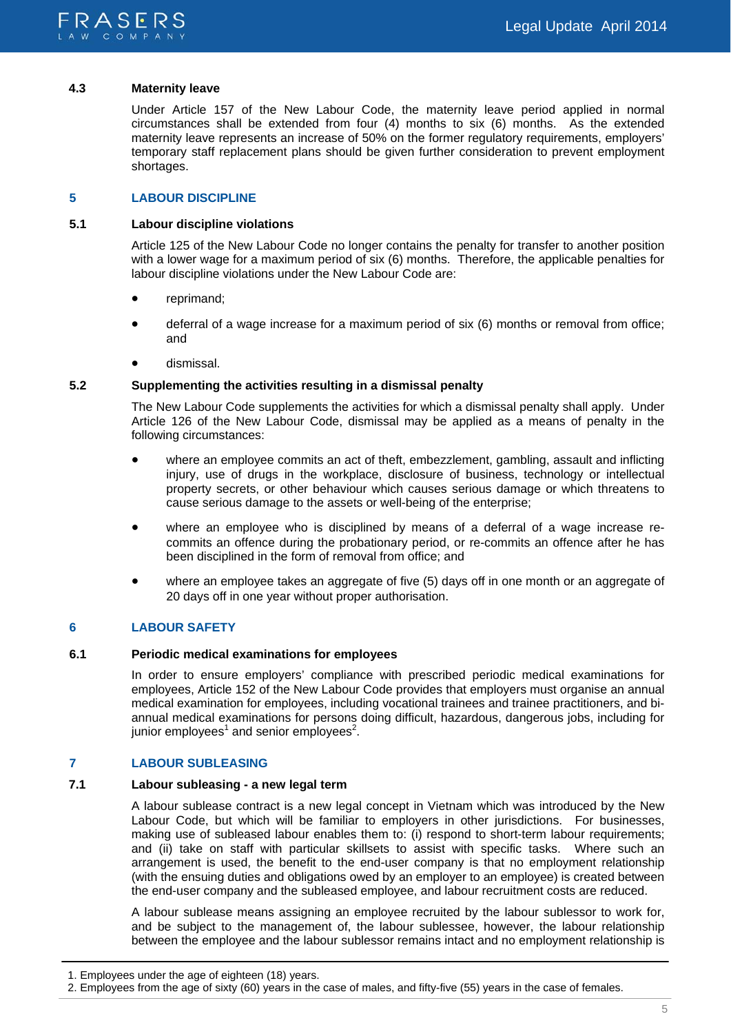### 4.3 Maternity leave

Under Article 157 of the New Labour Code, the maternity leave period applied in normal circumstances shall be extended from four (4) months to six (6) months. As the extended maternity leave represents an increase of 50% on the former regulatory requirements, employers' temporary staff replacement plans should be given further consideration to prevent employment shortages.

## 5 LABOUR DISCIPLINE

### 5.1 Labour discipline violations

Article 125 of the New Labour Code no longer contains the penalty for transfer to another position with a lower wage for a maximum period of six (6) months. Therefore, the applicable penalties for labour discipline violations under the New Labour Code are:

- reprimand;
- deferral of a wage increase for a maximum period of six (6) months or removal from office; and
- dismissal.

### 5.2 Supplementing the activities resulting in a dismissal penalty

The New Labour Code supplements the activities for which a dismissal penalty shall apply. Under Article 126 of the New Labour Code, dismissal may be applied as a means of penalty in the following circumstances:

- where an employee commits an act of theft, embezzlement, gambling, assault and inflicting injury, use of drugs in the workplace, disclosure of business, technology or intellectual property secrets, or other behaviour which causes serious damage or which threatens to cause serious damage to the assets or well-being of the enterprise;
- where an employee who is disciplined by means of a deferral of a wage increase re-commits an offence during the probationary period, or re-commits an offence after he has been disciplined in the form of removal from office; and
- where an employee takes an aggregate of five (5) days off in one month or an aggregate of 20 days off in one year without proper authorisation.

## 6 LABOUR SAFETY

### 6.1 Periodic medical examinations for employees

In order to ensure employers' compliance with prescribed periodic medical examinations for employees, Article 152 of the New Labour Code provides that employers must organise an annual medical examination for employees, including vocational trainees and trainee practitioners, and bi-annual medical examinations for persons doing difficult, hazardous, dangerous jobs, including for junior employees[1] and senior employees[2].

## 7 LABOUR SUBLEASING

### 7.1 Labour subleasing - a new legal term

A labour sublease contract is a new legal concept in Vietnam which was introduced by the New Labour Code, but which will be familiar to employers in other jurisdictions. For businesses, making use of subleased labour enables them to: (i) respond to short-term labour requirements; and (ii) take on staff with particular skillsets to assist with specific tasks. Where such an arrangement is used, the benefit to the end-user company is that no employment relationship (with the ensuing duties and obligations owed by an employer to an employee) is created between the end-user company and the subleased employee, and labour recruitment costs are reduced.

A labour sublease means assigning an employee recruited by the labour sublessor to work for, and be subject to the management of, the labour sublessee, however, the labour relationship between the employee and the labour sublessor remains intact and no employment relationship is

---

1. Employees under the age of eighteen (18) years.
2. Employees from the age of sixty (60) years in the case of males, and fifty-five (55) years in the case of females.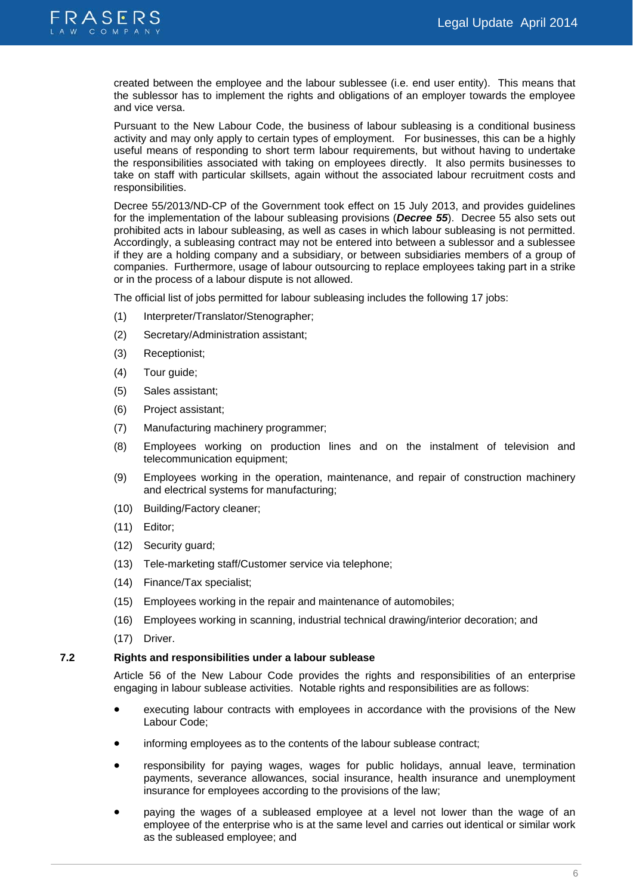created between the employee and the labour sublessee (i.e. end user entity). This means that the sublessor has to implement the rights and obligations of an employer towards the employee and vice versa.

Pursuant to the New Labour Code, the business of labour subleasing is a conditional business activity and may only apply to certain types of employment. For businesses, this can be a highly useful means of responding to short term labour requirements, but without having to undertake the responsibilities associated with taking on employees directly. It also permits businesses to take on staff with particular skillsets, again without the associated labour recruitment costs and responsibilities.

Decree 55/2013/ND-CP of the Government took effect on 15 July 2013, and provides guidelines for the implementation of the labour subleasing provisions (***Decree 55***). Decree 55 also sets out prohibited acts in labour subleasing, as well as cases in which labour subleasing is not permitted. Accordingly, a subleasing contract may not be entered into between a sublessor and a sublessee if they are a holding company and a subsidiary, or between subsidiaries members of a group of companies. Furthermore, usage of labour outsourcing to replace employees taking part in a strike or in the process of a labour dispute is not allowed.

The official list of jobs permitted for labour subleasing includes the following 17 jobs:

(1) Interpreter/Translator/Stenographer;

(2) Secretary/Administration assistant;

(3) Receptionist;

(4) Tour guide;

(5) Sales assistant;

(6) Project assistant;

(7) Manufacturing machinery programmer;

(8) Employees working on production lines and on the instalment of television and telecommunication equipment;

(9) Employees working in the operation, maintenance, and repair of construction machinery and electrical systems for manufacturing;

(10) Building/Factory cleaner;

(11) Editor;

(12) Security guard;

(13) Tele-marketing staff/Customer service via telephone;

(14) Finance/Tax specialist;

(15) Employees working in the repair and maintenance of automobiles;

(16) Employees working in scanning, industrial technical drawing/interior decoration; and

(17) Driver.

### 7.2 Rights and responsibilities under a labour sublease

Article 56 of the New Labour Code provides the rights and responsibilities of an enterprise engaging in labour sublease activities. Notable rights and responsibilities are as follows:

- executing labour contracts with employees in accordance with the provisions of the New Labour Code;
- informing employees as to the contents of the labour sublease contract;
- responsibility for paying wages, wages for public holidays, annual leave, termination payments, severance allowances, social insurance, health insurance and unemployment insurance for employees according to the provisions of the law;
- paying the wages of a subleased employee at a level not lower than the wage of an employee of the enterprise who is at the same level and carries out identical or similar work as the subleased employee; and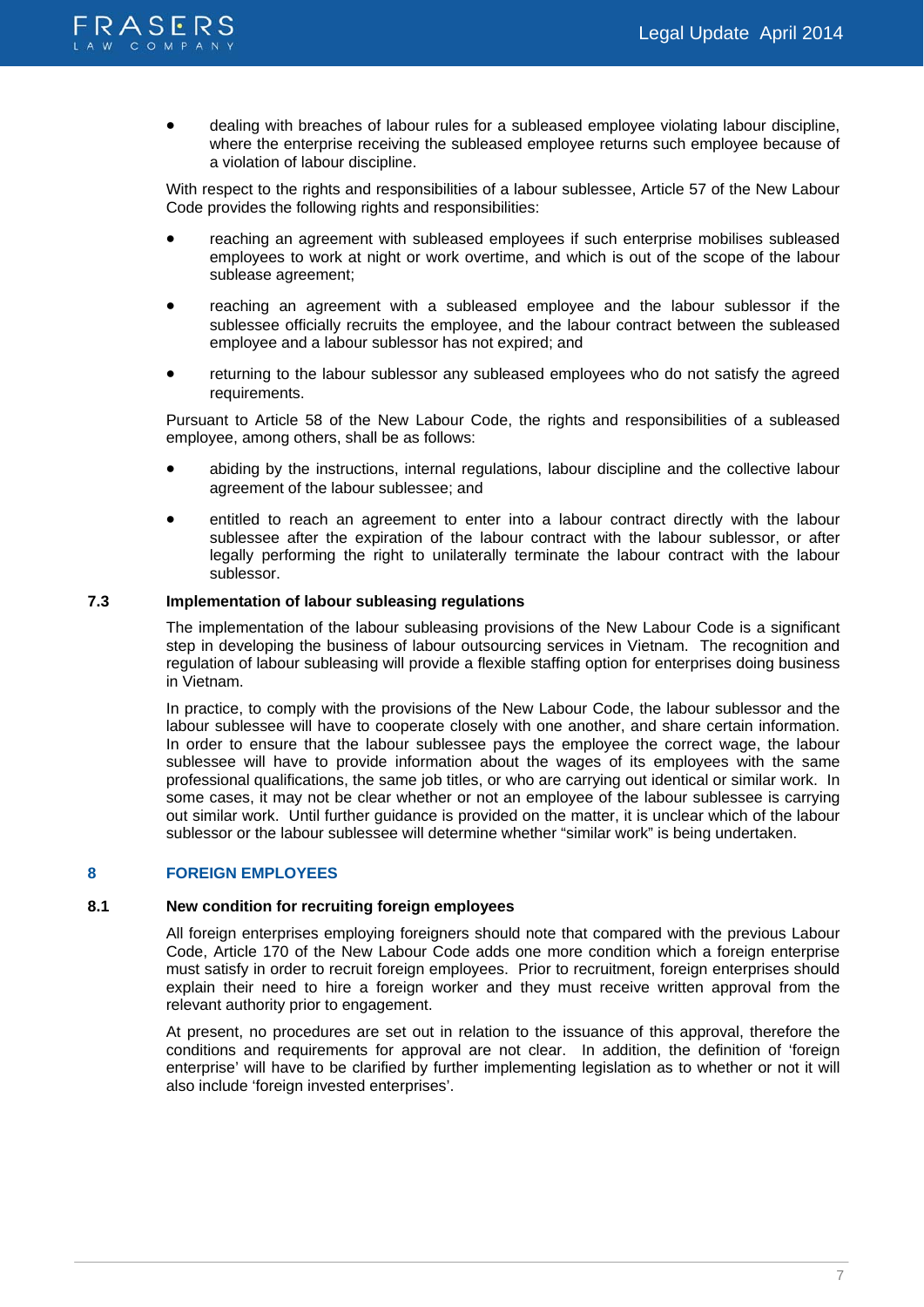- dealing with breaches of labour rules for a subleased employee violating labour discipline, where the enterprise receiving the subleased employee returns such employee because of a violation of labour discipline.

With respect to the rights and responsibilities of a labour sublessee, Article 57 of the New Labour Code provides the following rights and responsibilities:

- reaching an agreement with subleased employees if such enterprise mobilises subleased employees to work at night or work overtime, and which is out of the scope of the labour sublease agreement;
- reaching an agreement with a subleased employee and the labour sublessor if the sublessee officially recruits the employee, and the labour contract between the subleased employee and a labour sublessor has not expired; and
- returning to the labour sublessor any subleased employees who do not satisfy the agreed requirements.

Pursuant to Article 58 of the New Labour Code, the rights and responsibilities of a subleased employee, among others, shall be as follows:

- abiding by the instructions, internal regulations, labour discipline and the collective labour agreement of the labour sublessee; and
- entitled to reach an agreement to enter into a labour contract directly with the labour sublessee after the expiration of the labour contract with the labour sublessor, or after legally performing the right to unilaterally terminate the labour contract with the labour sublessor.

### 7.3 Implementation of labour subleasing regulations

The implementation of the labour subleasing provisions of the New Labour Code is a significant step in developing the business of labour outsourcing services in Vietnam. The recognition and regulation of labour subleasing will provide a flexible staffing option for enterprises doing business in Vietnam.

In practice, to comply with the provisions of the New Labour Code, the labour sublessor and the labour sublessee will have to cooperate closely with one another, and share certain information. In order to ensure that the labour sublessee pays the employee the correct wage, the labour sublessee will have to provide information about the wages of its employees with the same professional qualifications, the same job titles, or who are carrying out identical or similar work. In some cases, it may not be clear whether or not an employee of the labour sublessee is carrying out similar work. Until further guidance is provided on the matter, it is unclear which of the labour sublessor or the labour sublessee will determine whether "similar work" is being undertaken.

## 8 FOREIGN EMPLOYEES

### 8.1 New condition for recruiting foreign employees

All foreign enterprises employing foreigners should note that compared with the previous Labour Code, Article 170 of the New Labour Code adds one more condition which a foreign enterprise must satisfy in order to recruit foreign employees. Prior to recruitment, foreign enterprises should explain their need to hire a foreign worker and they must receive written approval from the relevant authority prior to engagement.

At present, no procedures are set out in relation to the issuance of this approval, therefore the conditions and requirements for approval are not clear. In addition, the definition of 'foreign enterprise' will have to be clarified by further implementing legislation as to whether or not it will also include 'foreign invested enterprises'.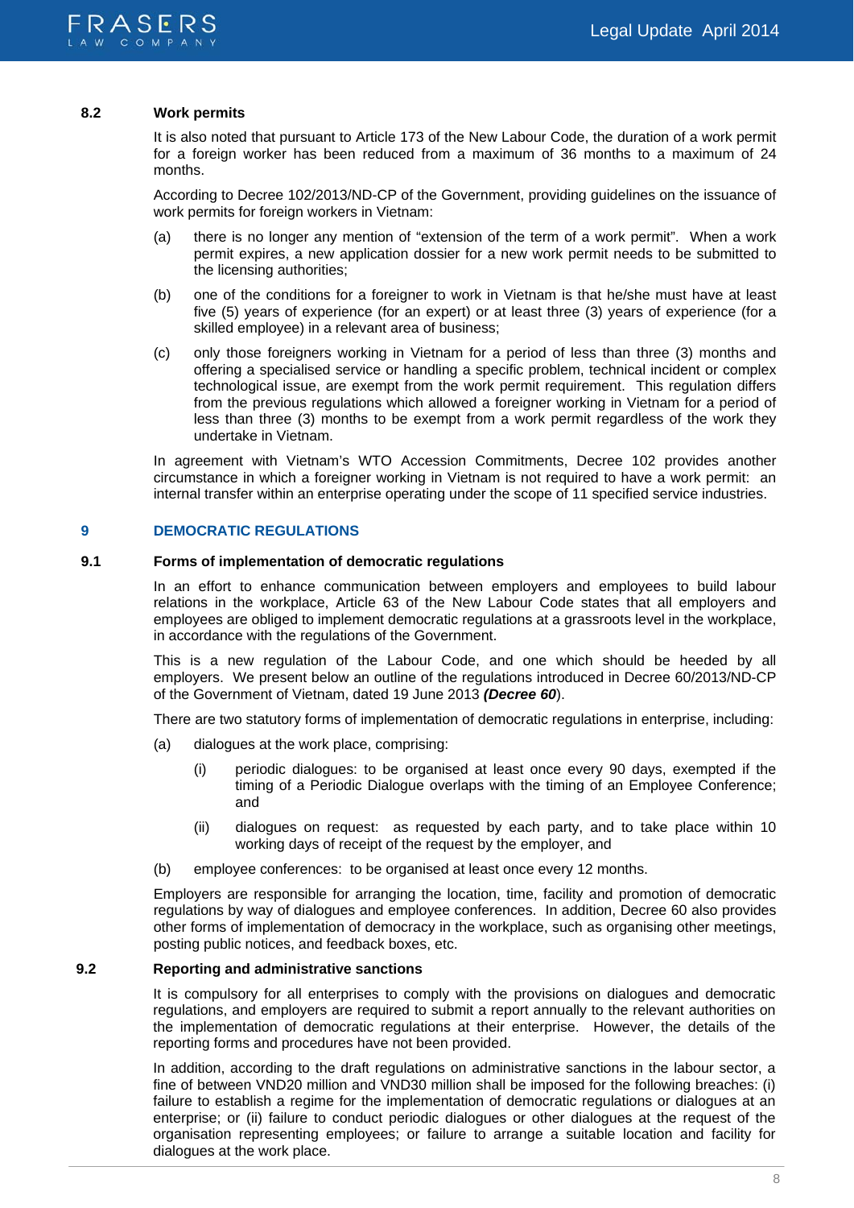### 8.2 Work permits

It is also noted that pursuant to Article 173 of the New Labour Code, the duration of a work permit for a foreign worker has been reduced from a maximum of 36 months to a maximum of 24 months.

According to Decree 102/2013/ND-CP of the Government, providing guidelines on the issuance of work permits for foreign workers in Vietnam:

(a) there is no longer any mention of "extension of the term of a work permit". When a work permit expires, a new application dossier for a new work permit needs to be submitted to the licensing authorities;

(b) one of the conditions for a foreigner to work in Vietnam is that he/she must have at least five (5) years of experience (for an expert) or at least three (3) years of experience (for a skilled employee) in a relevant area of business;

(c) only those foreigners working in Vietnam for a period of less than three (3) months and offering a specialised service or handling a specific problem, technical incident or complex technological issue, are exempt from the work permit requirement. This regulation differs from the previous regulations which allowed a foreigner working in Vietnam for a period of less than three (3) months to be exempt from a work permit regardless of the work they undertake in Vietnam.

In agreement with Vietnam's WTO Accession Commitments, Decree 102 provides another circumstance in which a foreigner working in Vietnam is not required to have a work permit: an internal transfer within an enterprise operating under the scope of 11 specified service industries.

## 9 DEMOCRATIC REGULATIONS

### 9.1 Forms of implementation of democratic regulations

In an effort to enhance communication between employers and employees to build labour relations in the workplace, Article 63 of the New Labour Code states that all employers and employees are obliged to implement democratic regulations at a grassroots level in the workplace, in accordance with the regulations of the Government.

This is a new regulation of the Labour Code, and one which should be heeded by all employers. We present below an outline of the regulations introduced in Decree 60/2013/ND-CP of the Government of Vietnam, dated 19 June 2013 ***(Decree 60)***.

There are two statutory forms of implementation of democratic regulations in enterprise, including:

(a) dialogues at the work place, comprising:

  (i) periodic dialogues: to be organised at least once every 90 days, exempted if the timing of a Periodic Dialogue overlaps with the timing of an Employee Conference; and

  (ii) dialogues on request: as requested by each party, and to take place within 10 working days of receipt of the request by the employer, and

(b) employee conferences: to be organised at least once every 12 months.

Employers are responsible for arranging the location, time, facility and promotion of democratic regulations by way of dialogues and employee conferences. In addition, Decree 60 also provides other forms of implementation of democracy in the workplace, such as organising other meetings, posting public notices, and feedback boxes, etc.

### 9.2 Reporting and administrative sanctions

It is compulsory for all enterprises to comply with the provisions on dialogues and democratic regulations, and employers are required to submit a report annually to the relevant authorities on the implementation of democratic regulations at their enterprise. However, the details of the reporting forms and procedures have not been provided.

In addition, according to the draft regulations on administrative sanctions in the labour sector, a fine of between VND20 million and VND30 million shall be imposed for the following breaches: (i) failure to establish a regime for the implementation of democratic regulations or dialogues at an enterprise; or (ii) failure to conduct periodic dialogues or other dialogues at the request of the organisation representing employees; or failure to arrange a suitable location and facility for dialogues at the work place.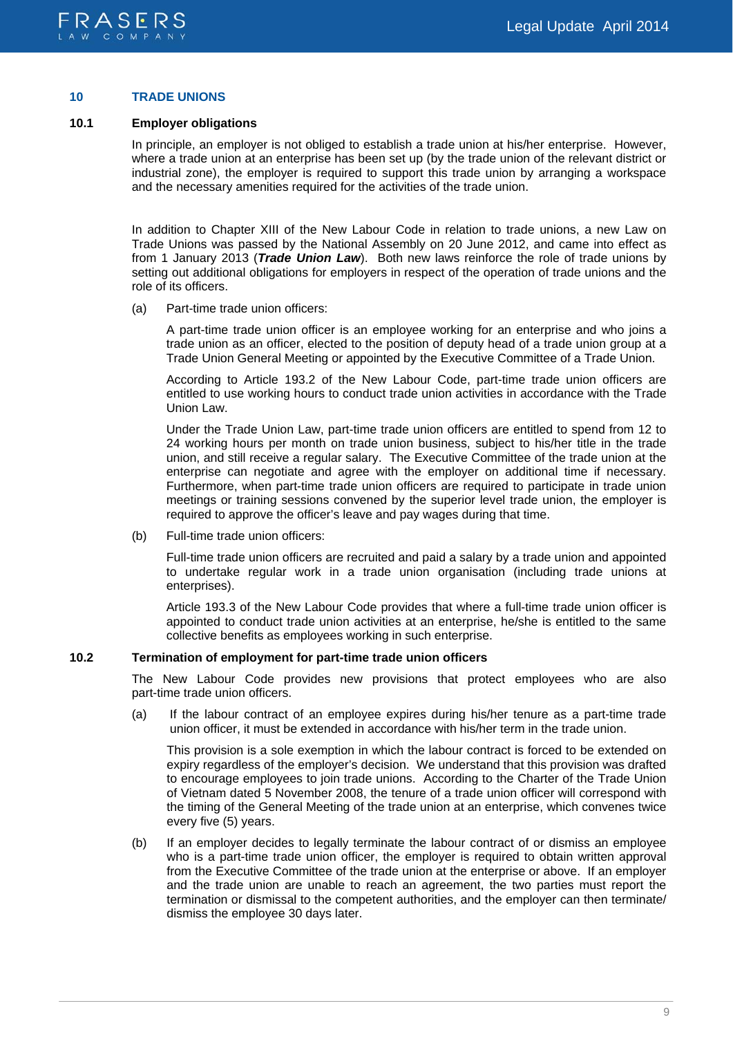## 10 TRADE UNIONS

### 10.1 Employer obligations

In principle, an employer is not obliged to establish a trade union at his/her enterprise. However, where a trade union at an enterprise has been set up (by the trade union of the relevant district or industrial zone), the employer is required to support this trade union by arranging a workspace and the necessary amenities required for the activities of the trade union.

In addition to Chapter XIII of the New Labour Code in relation to trade unions, a new Law on Trade Unions was passed by the National Assembly on 20 June 2012, and came into effect as from 1 January 2013 (***Trade Union Law***). Both new laws reinforce the role of trade unions by setting out additional obligations for employers in respect of the operation of trade unions and the role of its officers.

(a) Part-time trade union officers:

A part-time trade union officer is an employee working for an enterprise and who joins a trade union as an officer, elected to the position of deputy head of a trade union group at a Trade Union General Meeting or appointed by the Executive Committee of a Trade Union.

According to Article 193.2 of the New Labour Code, part-time trade union officers are entitled to use working hours to conduct trade union activities in accordance with the Trade Union Law.

Under the Trade Union Law, part-time trade union officers are entitled to spend from 12 to 24 working hours per month on trade union business, subject to his/her title in the trade union, and still receive a regular salary. The Executive Committee of the trade union at the enterprise can negotiate and agree with the employer on additional time if necessary. Furthermore, when part-time trade union officers are required to participate in trade union meetings or training sessions convened by the superior level trade union, the employer is required to approve the officer's leave and pay wages during that time.

(b) Full-time trade union officers:

Full-time trade union officers are recruited and paid a salary by a trade union and appointed to undertake regular work in a trade union organisation (including trade unions at enterprises).

Article 193.3 of the New Labour Code provides that where a full-time trade union officer is appointed to conduct trade union activities at an enterprise, he/she is entitled to the same collective benefits as employees working in such enterprise.

### 10.2 Termination of employment for part-time trade union officers

The New Labour Code provides new provisions that protect employees who are also part-time trade union officers.

(a) If the labour contract of an employee expires during his/her tenure as a part-time trade union officer, it must be extended in accordance with his/her term in the trade union.

This provision is a sole exemption in which the labour contract is forced to be extended on expiry regardless of the employer's decision. We understand that this provision was drafted to encourage employees to join trade unions. According to the Charter of the Trade Union of Vietnam dated 5 November 2008, the tenure of a trade union officer will correspond with the timing of the General Meeting of the trade union at an enterprise, which convenes twice every five (5) years.

(b) If an employer decides to legally terminate the labour contract of or dismiss an employee who is a part-time trade union officer, the employer is required to obtain written approval from the Executive Committee of the trade union at the enterprise or above. If an employer and the trade union are unable to reach an agreement, the two parties must report the termination or dismissal to the competent authorities, and the employer can then terminate/ dismiss the employee 30 days later.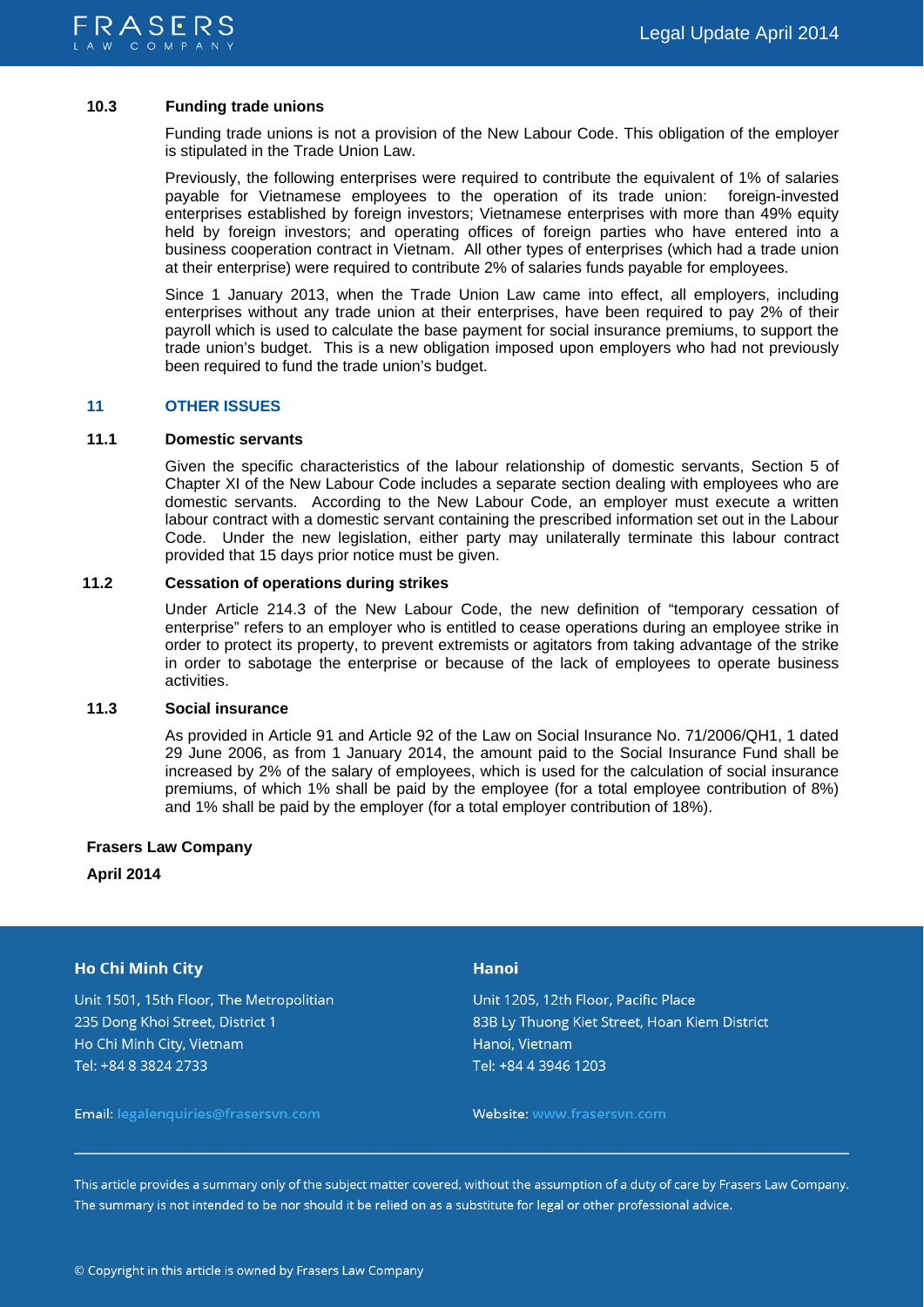### 10.3 Funding trade unions

Funding trade unions is not a provision of the New Labour Code. This obligation of the employer is stipulated in the Trade Union Law.

Previously, the following enterprises were required to contribute the equivalent of 1% of salaries payable for Vietnamese employees to the operation of its trade union: foreign-invested enterprises established by foreign investors; Vietnamese enterprises with more than 49% equity held by foreign investors; and operating offices of foreign parties who have entered into a business cooperation contract in Vietnam. All other types of enterprises (which had a trade union at their enterprise) were required to contribute 2% of salaries funds payable for employees.

Since 1 January 2013, when the Trade Union Law came into effect, all employers, including enterprises without any trade union at their enterprises, have been required to pay 2% of their payroll which is used to calculate the base payment for social insurance premiums, to support the trade union's budget. This is a new obligation imposed upon employers who had not previously been required to fund the trade union's budget.

## 11 OTHER ISSUES

### 11.1 Domestic servants

Given the specific characteristics of the labour relationship of domestic servants, Section 5 of Chapter XI of the New Labour Code includes a separate section dealing with employees who are domestic servants. According to the New Labour Code, an employer must execute a written labour contract with a domestic servant containing the prescribed information set out in the Labour Code. Under the new legislation, either party may unilaterally terminate this labour contract provided that 15 days prior notice must be given.

### 11.2 Cessation of operations during strikes

Under Article 214.3 of the New Labour Code, the new definition of "temporary cessation of enterprise" refers to an employer who is entitled to cease operations during an employee strike in order to protect its property, to prevent extremists or agitators from taking advantage of the strike in order to sabotage the enterprise or because of the lack of employees to operate business activities.

### 11.3 Social insurance

As provided in Article 91 and Article 92 of the Law on Social Insurance No. 71/2006/QH1, 1 dated 29 June 2006, as from 1 January 2014, the amount paid to the Social Insurance Fund shall be increased by 2% of the salary of employees, which is used for the calculation of social insurance premiums, of which 1% shall be paid by the employee (for a total employee contribution of 8%) and 1% shall be paid by the employer (for a total employer contribution of 18%).

**Frasers Law Company**

**April 2014**

**Ho Chi Minh City**

Unit 1501, 15th Floor, The Metropolitian
235 Dong Khoi Street, District 1
Ho Chi Minh City, Vietnam
Tel: +84 8 3824 2733

**Hanoi**

Unit 1205, 12th Floor, Pacific Place
83B Ly Thuong Kiet Street, Hoan Kiem District
Hanoi, Vietnam
Tel: +84 4 3946 1203

Email: legalenquiries@frasersvn.com

Website: www.frasersvn.com

This article provides a summary only of the subject matter covered, without the assumption of a duty of care by Frasers Law Company. The summary is not intended to be nor should it be relied on as a substitute for legal or other professional advice.

© Copyright in this article is owned by Frasers Law Company